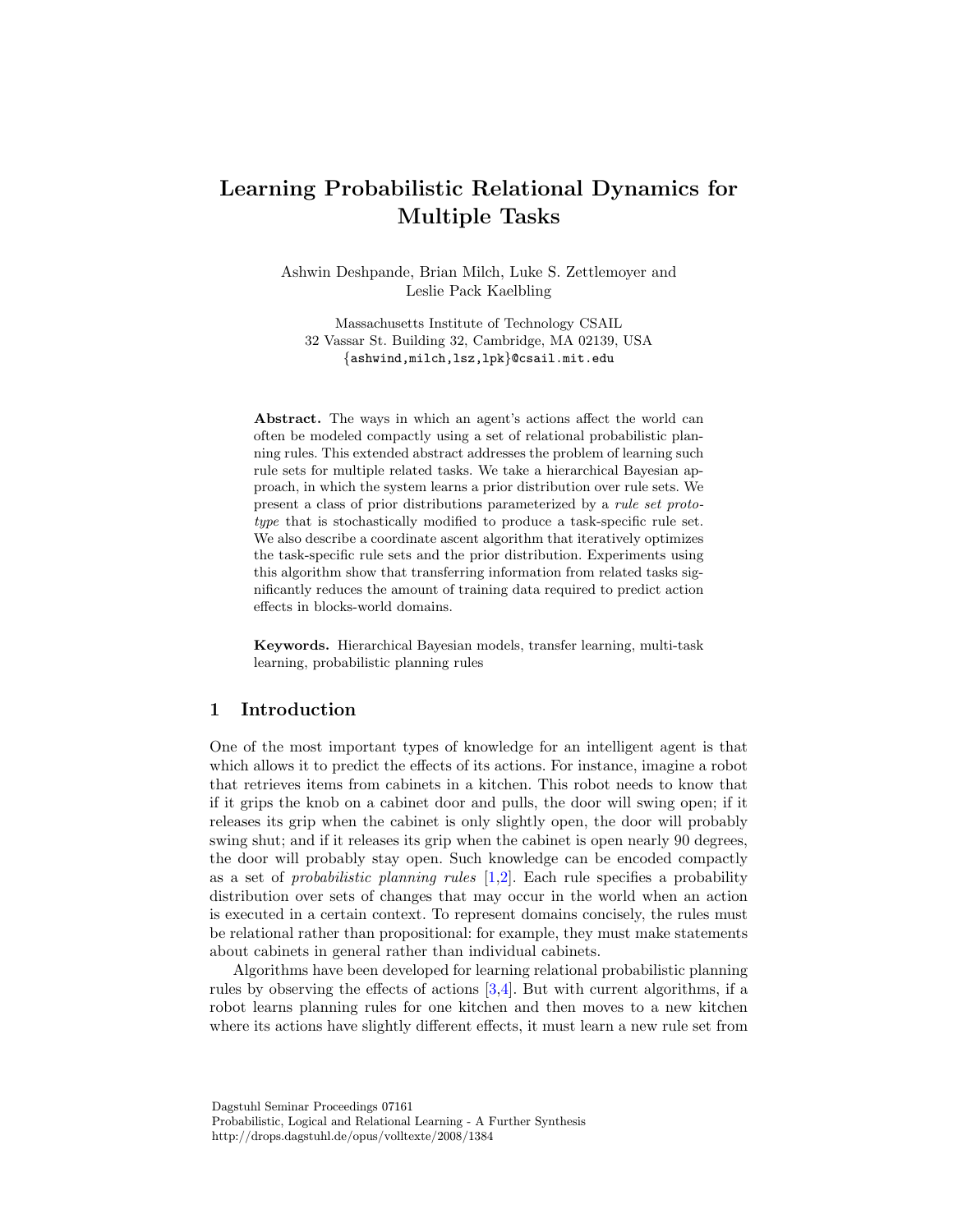# Learning Probabilistic Relational Dynamics for Multiple Tasks

Ashwin Deshpande, Brian Milch, Luke S. Zettlemoyer and Leslie Pack Kaelbling

Massachusetts Institute of Technology CSAIL
32 Vassar St. Building 32, Cambridge, MA 02139, USA
{ashwind,milch,lsz,lpk}@csail.mit.edu

**Abstract.** The ways in which an agent's actions affect the world can often be modeled compactly using a set of relational probabilistic planning rules. This extended abstract addresses the problem of learning such rule sets for multiple related tasks. We take a hierarchical Bayesian approach, in which the system learns a prior distribution over rule sets. We present a class of prior distributions parameterized by a *rule set prototype* that is stochastically modified to produce a task-specific rule set. We also describe a coordinate ascent algorithm that iteratively optimizes the task-specific rule sets and the prior distribution. Experiments using this algorithm show that transferring information from related tasks significantly reduces the amount of training data required to predict action effects in blocks-world domains.

**Keywords.** Hierarchical Bayesian models, transfer learning, multi-task learning, probabilistic planning rules

## 1 Introduction

One of the most important types of knowledge for an intelligent agent is that which allows it to predict the effects of its actions. For instance, imagine a robot that retrieves items from cabinets in a kitchen. This robot needs to know that if it grips the knob on a cabinet door and pulls, the door will swing open; if it releases its grip when the cabinet is only slightly open, the door will probably swing shut; and if it releases its grip when the cabinet is open nearly 90 degrees, the door will probably stay open. Such knowledge can be encoded compactly as a set of *probabilistic planning rules* [1,2]. Each rule specifies a probability distribution over sets of changes that may occur in the world when an action is executed in a certain context. To represent domains concisely, the rules must be relational rather than propositional: for example, they must make statements about cabinets in general rather than individual cabinets.

Algorithms have been developed for learning relational probabilistic planning rules by observing the effects of actions [3,4]. But with current algorithms, if a robot learns planning rules for one kitchen and then moves to a new kitchen where its actions have slightly different effects, it must learn a new rule set from

Dagstuhl Seminar Proceedings 07161
Probabilistic, Logical and Relational Learning - A Further Synthesis
http://drops.dagstuhl.de/opus/volltexte/2008/1384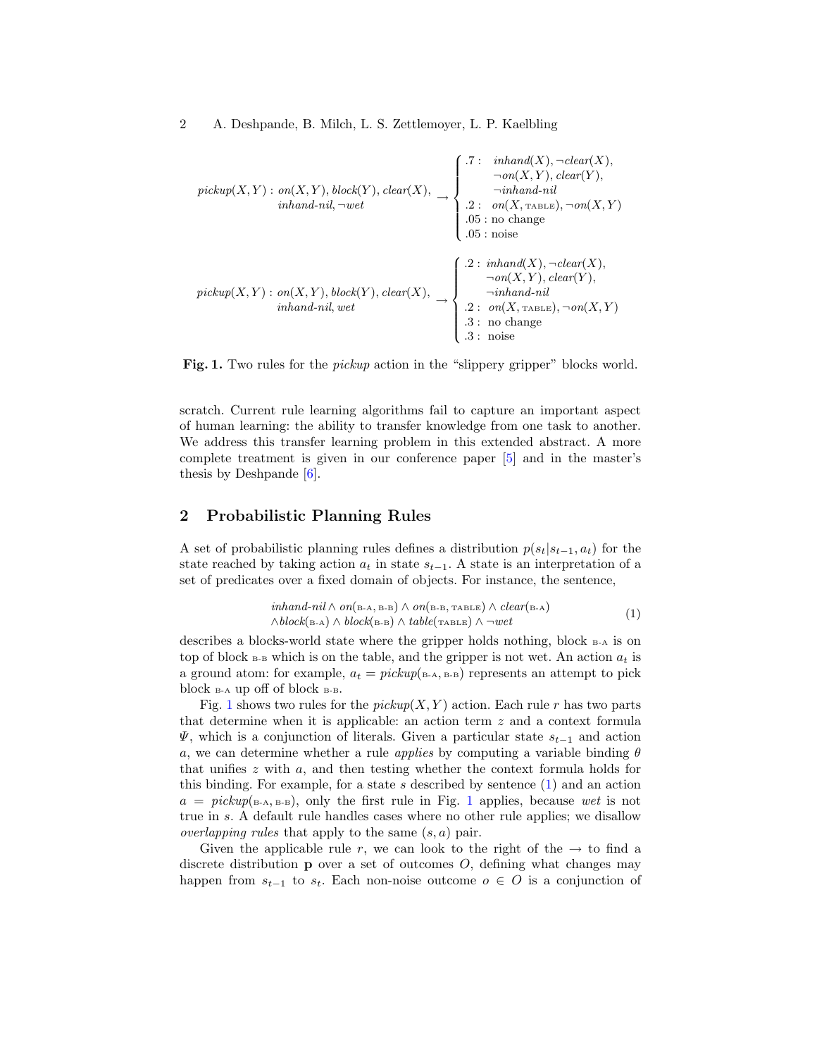$$
pickup(X,Y): \begin{array}{l} on(X,Y), block(Y), clear(X), \\ inhand\text{-}nil, \neg wet \end{array} \rightarrow \begin{cases} .7: & inhand(X), \neg clear(X), \\ & \neg on(X,Y), clear(Y), \\ & \neg inhand\text{-}nil \\ .2: & on(X, \text{TABLE}), \neg on(X,Y) \\ .05: & \text{no change} \\ .05: & \text{noise} \end{cases}
$$

$$
pickup(X,Y): \begin{array}{l} on(X,Y), block(Y), clear(X), \\ inhand\text{-}nil, wet \end{array} \rightarrow \begin{cases} .2: & inhand(X), \neg clear(X), \\ & \neg on(X,Y), clear(Y), \\ & \neg inhand\text{-}nil \\ .2: & on(X, \text{TABLE}), \neg on(X,Y) \\ .3: & \text{no change} \\ .3: & \text{noise} \end{cases}
$$

**Fig. 1.** Two rules for the *pickup* action in the "slippery gripper" blocks world.

scratch. Current rule learning algorithms fail to capture an important aspect of human learning: the ability to transfer knowledge from one task to another. We address this transfer learning problem in this extended abstract. A more complete treatment is given in our conference paper [5] and in the master's thesis by Deshpande [6].

## 2 Probabilistic Planning Rules

A set of probabilistic planning rules defines a distribution $p(s_t|s_{t-1}, a_t)$ for the state reached by taking action $a_t$ in state $s_{t-1}$. A state is an interpretation of a set of predicates over a fixed domain of objects. For instance, the sentence,

$$
\begin{array}{l} inhand\text{-}nil \wedge on(\text{B-A}, \text{B-B}) \wedge on(\text{B-B}, \text{TABLE}) \wedge clear(\text{B-A}) \\ \wedge block(\text{B-A}) \wedge block(\text{B-B}) \wedge table(\text{TABLE}) \wedge \neg wet \end{array} \tag{1}
$$

describes a blocks-world state where the gripper holds nothing, block B-A is on top of block B-B which is on the table, and the gripper is not wet. An action $a_t$ is a ground atom: for example, $a_t = pickup(\text{B-A}, \text{B-B})$ represents an attempt to pick block B-A up off of block B-B.

Fig. 1 shows two rules for the $pickup(X, Y)$ action. Each rule $r$ has two parts that determine when it is applicable: an action term $z$ and a context formula $\Psi$, which is a conjunction of literals. Given a particular state $s_{t-1}$ and action $a$, we can determine whether a rule *applies* by computing a variable binding $\theta$ that unifies $z$ with $a$, and then testing whether the context formula holds for this binding. For example, for a state $s$ described by sentence (1) and an action $a = pickup(\text{B-A}, \text{B-B})$, only the first rule in Fig. 1 applies, because *wet* is not true in $s$. A default rule handles cases where no other rule applies; we disallow *overlapping rules* that apply to the same $(s, a)$ pair.

Given the applicable rule $r$, we can look to the right of the $\rightarrow$ to find a discrete distribution $\mathbf{p}$ over a set of outcomes $O$, defining what changes may happen from $s_{t-1}$ to $s_t$. Each non-noise outcome $o \in O$ is a conjunction of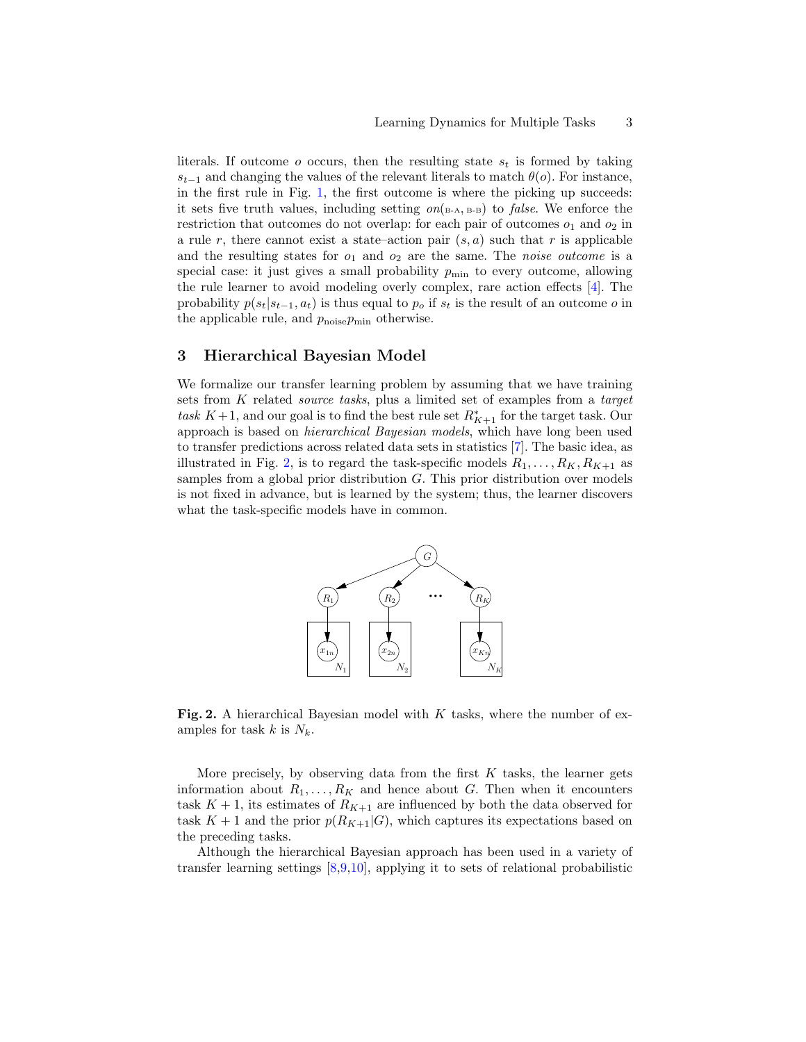literals. If outcome $o$ occurs, then the resulting state $s_t$ is formed by taking $s_{t-1}$ and changing the values of the relevant literals to match $\theta(o)$. For instance, in the first rule in Fig. 1, the first outcome is where the picking up succeeds: it sets five truth values, including setting *on*(B-A, B-B) to *false*. We enforce the restriction that outcomes do not overlap: for each pair of outcomes $o_1$ and $o_2$ in a rule $r$, there cannot exist a state–action pair $(s, a)$ such that $r$ is applicable and the resulting states for $o_1$ and $o_2$ are the same. The *noise outcome* is a special case: it just gives a small probability $p_{\min}$ to every outcome, allowing the rule learner to avoid modeling overly complex, rare action effects [4]. The probability $p(s_t|s_{t-1}, a_t)$ is thus equal to $p_o$ if $s_t$ is the result of an outcome $o$ in the applicable rule, and $p_{\text{noise}} p_{\min}$ otherwise.

## 3 Hierarchical Bayesian Model

We formalize our transfer learning problem by assuming that we have training sets from $K$ related *source tasks*, plus a limited set of examples from a *target task* $K+1$, and our goal is to find the best rule set $R^*_{K+1}$ for the target task. Our approach is based on *hierarchical Bayesian models*, which have long been used to transfer predictions across related data sets in statistics [7]. The basic idea, as illustrated in Fig. 2, is to regard the task-specific models $R_1, \ldots, R_K, R_{K+1}$ as samples from a global prior distribution $G$. This prior distribution over models is not fixed in advance, but is learned by the system; thus, the learner discovers what the task-specific models have in common.

**Fig. 2.** A hierarchical Bayesian model with $K$ tasks, where the number of examples for task $k$ is $N_k$.

More precisely, by observing data from the first $K$ tasks, the learner gets information about $R_1, \ldots, R_K$ and hence about $G$. Then when it encounters task $K+1$, its estimates of $R_{K+1}$ are influenced by both the data observed for task $K+1$ and the prior $p(R_{K+1}|G)$, which captures its expectations based on the preceding tasks.

Although the hierarchical Bayesian approach has been used in a variety of transfer learning settings [8,9,10], applying it to sets of relational probabilistic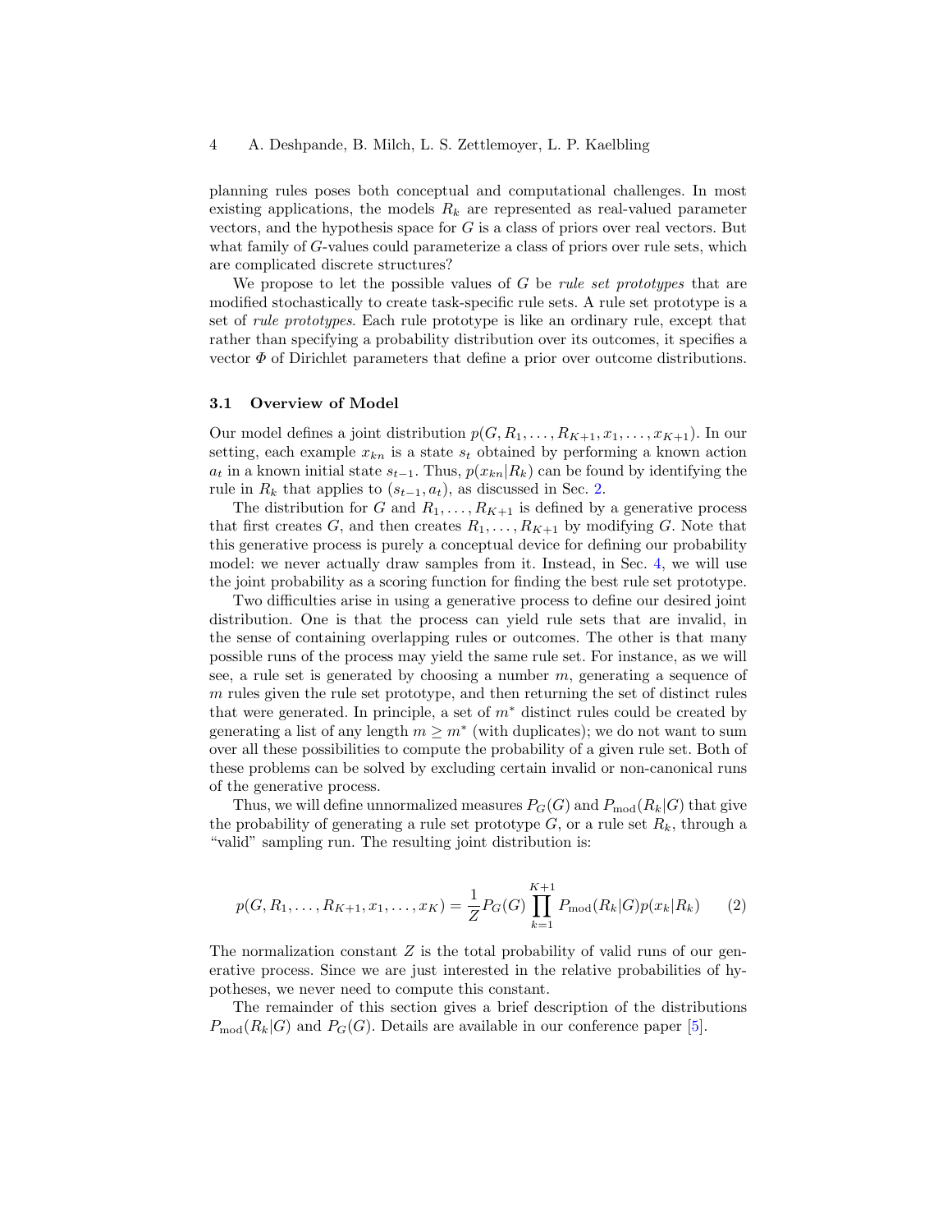planning rules poses both conceptual and computational challenges. In most existing applications, the models $R_k$ are represented as real-valued parameter vectors, and the hypothesis space for $G$ is a class of priors over real vectors. But what family of $G$-values could parameterize a class of priors over rule sets, which are complicated discrete structures?

We propose to let the possible values of $G$ be *rule set prototypes* that are modified stochastically to create task-specific rule sets. A rule set prototype is a set of *rule prototypes*. Each rule prototype is like an ordinary rule, except that rather than specifying a probability distribution over its outcomes, it specifies a vector $\Phi$ of Dirichlet parameters that define a prior over outcome distributions.

### 3.1 Overview of Model

Our model defines a joint distribution $p(G, R_1, \ldots, R_{K+1}, x_1, \ldots, x_{K+1})$. In our setting, each example $x_{kn}$ is a state $s_t$ obtained by performing a known action $a_t$ in a known initial state $s_{t-1}$. Thus, $p(x_{kn}|R_k)$ can be found by identifying the rule in $R_k$ that applies to $(s_{t-1}, a_t)$, as discussed in Sec. 2.

The distribution for $G$ and $R_1, \ldots, R_{K+1}$ is defined by a generative process that first creates $G$, and then creates $R_1, \ldots, R_{K+1}$ by modifying $G$. Note that this generative process is purely a conceptual device for defining our probability model: we never actually draw samples from it. Instead, in Sec. 4, we will use the joint probability as a scoring function for finding the best rule set prototype.

Two difficulties arise in using a generative process to define our desired joint distribution. One is that the process can yield rule sets that are invalid, in the sense of containing overlapping rules or outcomes. The other is that many possible runs of the process may yield the same rule set. For instance, as we will see, a rule set is generated by choosing a number $m$, generating a sequence of $m$ rules given the rule set prototype, and then returning the set of distinct rules that were generated. In principle, a set of $m^*$ distinct rules could be created by generating a list of any length $m \geq m^*$ (with duplicates); we do not want to sum over all these possibilities to compute the probability of a given rule set. Both of these problems can be solved by excluding certain invalid or non-canonical runs of the generative process.

Thus, we will define unnormalized measures $P_G(G)$ and $P_{\mathrm{mod}}(R_k|G)$ that give the probability of generating a rule set prototype $G$, or a rule set $R_k$, through a "valid" sampling run. The resulting joint distribution is:

$$p(G, R_1, \ldots, R_{K+1}, x_1, \ldots, x_K) = \frac{1}{Z} P_G(G) \prod_{k=1}^{K+1} P_{\mathrm{mod}}(R_k|G) p(x_k|R_k) \qquad (2)$$

The normalization constant $Z$ is the total probability of valid runs of our generative process. Since we are just interested in the relative probabilities of hypotheses, we never need to compute this constant.

The remainder of this section gives a brief description of the distributions $P_{\mathrm{mod}}(R_k|G)$ and $P_G(G)$. Details are available in our conference paper [5].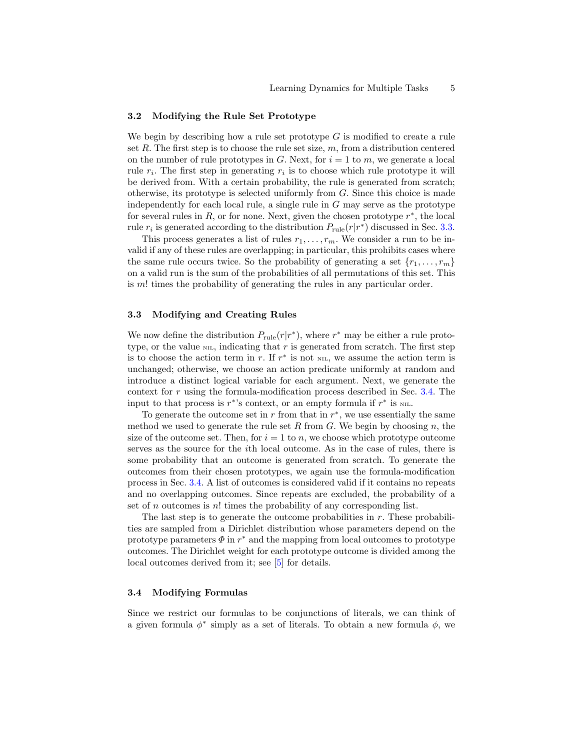### 3.2 Modifying the Rule Set Prototype

We begin by describing how a rule set prototype $G$ is modified to create a rule set $R$. The first step is to choose the rule set size, $m$, from a distribution centered on the number of rule prototypes in $G$. Next, for $i = 1$ to $m$, we generate a local rule $r_i$. The first step in generating $r_i$ is to choose which rule prototype it will be derived from. With a certain probability, the rule is generated from scratch; otherwise, its prototype is selected uniformly from $G$. Since this choice is made independently for each local rule, a single rule in $G$ may serve as the prototype for several rules in $R$, or for none. Next, given the chosen prototype $r^*$, the local rule $r_i$ is generated according to the distribution $P_{\text{rule}}(r|r^*)$ discussed in Sec. 3.3.

This process generates a list of rules $r_1, \ldots, r_m$. We consider a run to be invalid if any of these rules are overlapping; in particular, this prohibits cases where the same rule occurs twice. So the probability of generating a set $\{r_1, \ldots, r_m\}$ on a valid run is the sum of the probabilities of all permutations of this set. This is $m!$ times the probability of generating the rules in any particular order.

### 3.3 Modifying and Creating Rules

We now define the distribution $P_{\text{rule}}(r|r^*)$, where $r^*$ may be either a rule prototype, or the value NIL, indicating that $r$ is generated from scratch. The first step is to choose the action term in $r$. If $r^*$ is not NIL, we assume the action term is unchanged; otherwise, we choose an action predicate uniformly at random and introduce a distinct logical variable for each argument. Next, we generate the context for $r$ using the formula-modification process described in Sec. 3.4. The input to that process is $r^*$'s context, or an empty formula if $r^*$ is NIL.

To generate the outcome set in $r$ from that in $r^*$, we use essentially the same method we used to generate the rule set $R$ from $G$. We begin by choosing $n$, the size of the outcome set. Then, for $i = 1$ to $n$, we choose which prototype outcome serves as the source for the $i$th local outcome. As in the case of rules, there is some probability that an outcome is generated from scratch. To generate the outcomes from their chosen prototypes, we again use the formula-modification process in Sec. 3.4. A list of outcomes is considered valid if it contains no repeats and no overlapping outcomes. Since repeats are excluded, the probability of a set of $n$ outcomes is $n!$ times the probability of any corresponding list.

The last step is to generate the outcome probabilities in $r$. These probabilities are sampled from a Dirichlet distribution whose parameters depend on the prototype parameters $\Phi$ in $r^*$ and the mapping from local outcomes to prototype outcomes. The Dirichlet weight for each prototype outcome is divided among the local outcomes derived from it; see [5] for details.

### 3.4 Modifying Formulas

Since we restrict our formulas to be conjunctions of literals, we can think of a given formula $\phi^*$ simply as a set of literals. To obtain a new formula $\phi$, we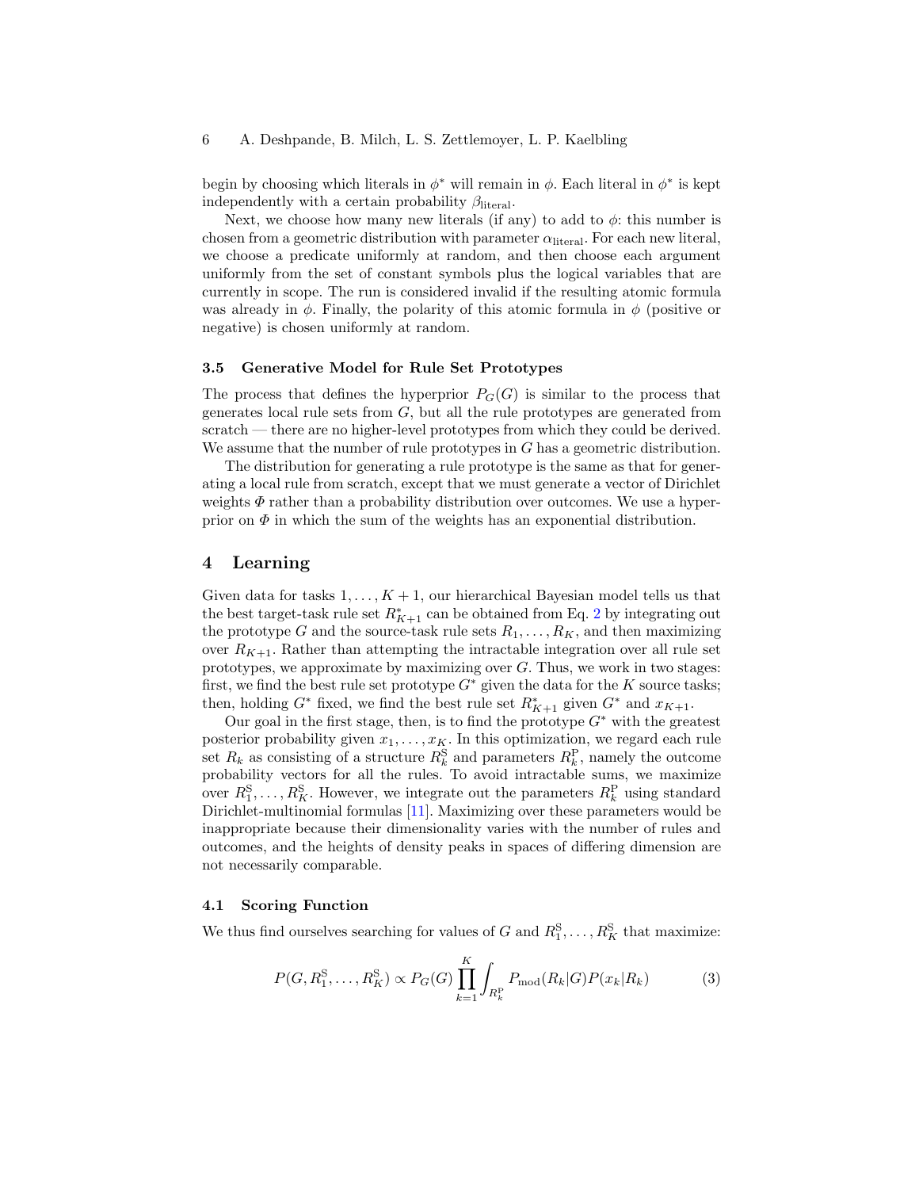begin by choosing which literals in $\phi^*$ will remain in $\phi$. Each literal in $\phi^*$ is kept independently with a certain probability $\beta_{\text{literal}}$.

Next, we choose how many new literals (if any) to add to $\phi$: this number is chosen from a geometric distribution with parameter $\alpha_{\text{literal}}$. For each new literal, we choose a predicate uniformly at random, and then choose each argument uniformly from the set of constant symbols plus the logical variables that are currently in scope. The run is considered invalid if the resulting atomic formula was already in $\phi$. Finally, the polarity of this atomic formula in $\phi$ (positive or negative) is chosen uniformly at random.

### 3.5 Generative Model for Rule Set Prototypes

The process that defines the hyperprior $P_G(G)$ is similar to the process that generates local rule sets from $G$, but all the rule prototypes are generated from scratch — there are no higher-level prototypes from which they could be derived. We assume that the number of rule prototypes in $G$ has a geometric distribution.

The distribution for generating a rule prototype is the same as that for generating a local rule from scratch, except that we must generate a vector of Dirichlet weights $\Phi$ rather than a probability distribution over outcomes. We use a hyperprior on $\Phi$ in which the sum of the weights has an exponential distribution.

## 4 Learning

Given data for tasks $1, \ldots, K+1$, our hierarchical Bayesian model tells us that the best target-task rule set $R^*_{K+1}$ can be obtained from Eq. 2 by integrating out the prototype $G$ and the source-task rule sets $R_1, \ldots, R_K$, and then maximizing over $R_{K+1}$. Rather than attempting the intractable integration over all rule set prototypes, we approximate by maximizing over $G$. Thus, we work in two stages: first, we find the best rule set prototype $G^*$ given the data for the $K$ source tasks; then, holding $G^*$ fixed, we find the best rule set $R^*_{K+1}$ given $G^*$ and $x_{K+1}$.

Our goal in the first stage, then, is to find the prototype $G^*$ with the greatest posterior probability given $x_1, \ldots, x_K$. In this optimization, we regard each rule set $R_k$ as consisting of a structure $R^{\text{S}}_k$ and parameters $R^{\text{P}}_k$, namely the outcome probability vectors for all the rules. To avoid intractable sums, we maximize over $R^{\text{S}}_1, \ldots, R^{\text{S}}_K$. However, we integrate out the parameters $R^{\text{P}}_k$ using standard Dirichlet-multinomial formulas [11]. Maximizing over these parameters would be inappropriate because their dimensionality varies with the number of rules and outcomes, and the heights of density peaks in spaces of differing dimension are not necessarily comparable.

### 4.1 Scoring Function

We thus find ourselves searching for values of $G$ and $R^{\text{S}}_1, \ldots, R^{\text{S}}_K$ that maximize:

$$P(G, R^{\text{S}}_1, \ldots, R^{\text{S}}_K) \propto P_G(G) \prod_{k=1}^{K} \int_{R^{\text{P}}_k} P_{\text{mod}}(R_k|G) P(x_k|R_k) \tag{3}$$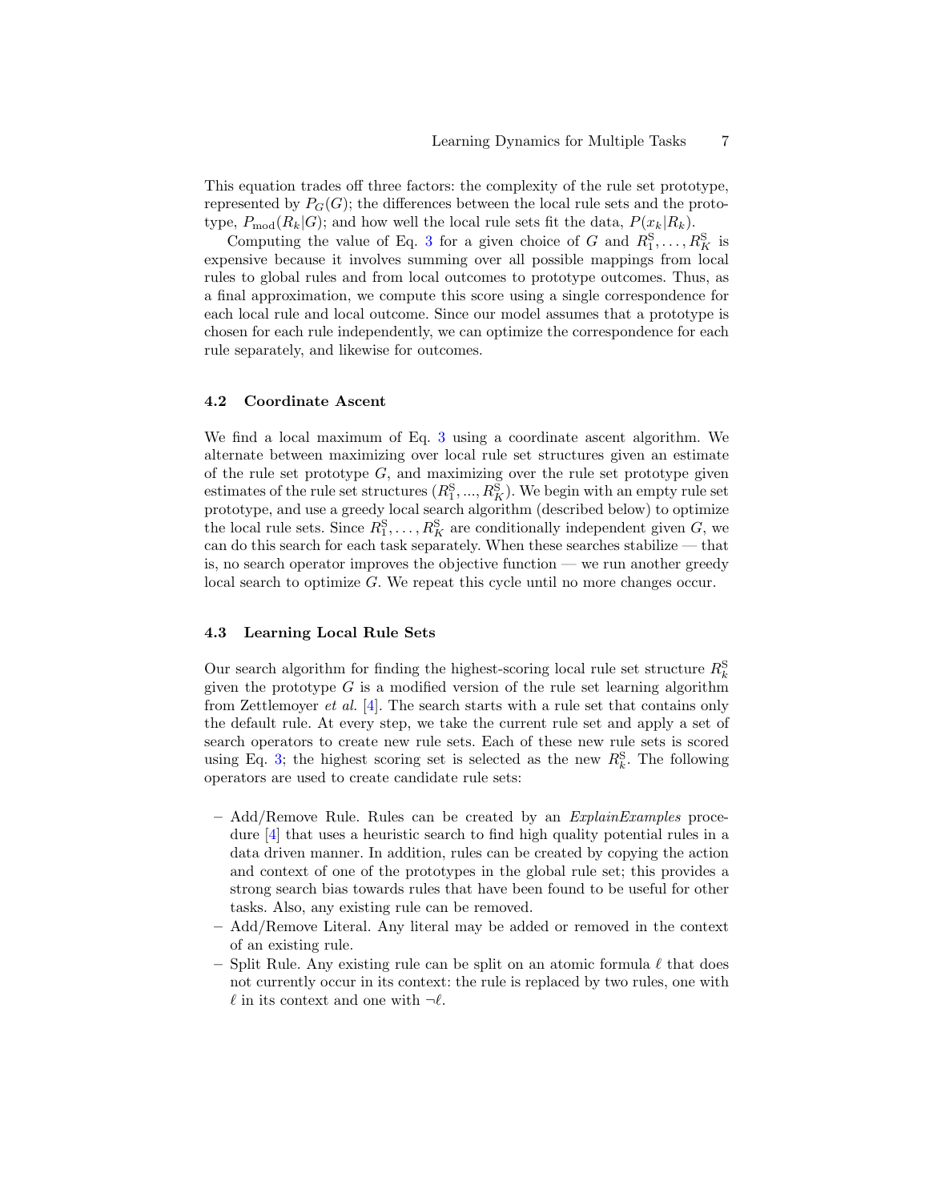This equation trades off three factors: the complexity of the rule set prototype, represented by $P_G(G)$; the differences between the local rule sets and the prototype, $P_{\text{mod}}(R_k|G)$; and how well the local rule sets fit the data, $P(x_k|R_k)$.

Computing the value of Eq. 3 for a given choice of $G$ and $R_1^{\text{S}}, \ldots, R_K^{\text{S}}$ is expensive because it involves summing over all possible mappings from local rules to global rules and from local outcomes to prototype outcomes. Thus, as a final approximation, we compute this score using a single correspondence for each local rule and local outcome. Since our model assumes that a prototype is chosen for each rule independently, we can optimize the correspondence for each rule separately, and likewise for outcomes.

### 4.2 Coordinate Ascent

We find a local maximum of Eq. 3 using a coordinate ascent algorithm. We alternate between maximizing over local rule set structures given an estimate of the rule set prototype $G$, and maximizing over the rule set prototype given estimates of the rule set structures $(R_1^{\text{S}}, ..., R_K^{\text{S}})$. We begin with an empty rule set prototype, and use a greedy local search algorithm (described below) to optimize the local rule sets. Since $R_1^{\text{S}}, \ldots, R_K^{\text{S}}$ are conditionally independent given $G$, we can do this search for each task separately. When these searches stabilize — that is, no search operator improves the objective function — we run another greedy local search to optimize $G$. We repeat this cycle until no more changes occur.

### 4.3 Learning Local Rule Sets

Our search algorithm for finding the highest-scoring local rule set structure $R_k^{\text{S}}$ given the prototype $G$ is a modified version of the rule set learning algorithm from Zettlemoyer *et al.* [4]. The search starts with a rule set that contains only the default rule. At every step, we take the current rule set and apply a set of search operators to create new rule sets. Each of these new rule sets is scored using Eq. 3; the highest scoring set is selected as the new $R_k^{\text{S}}$. The following operators are used to create candidate rule sets:

- Add/Remove Rule. Rules can be created by an *ExplainExamples* procedure [4] that uses a heuristic search to find high quality potential rules in a data driven manner. In addition, rules can be created by copying the action and context of one of the prototypes in the global rule set; this provides a strong search bias towards rules that have been found to be useful for other tasks. Also, any existing rule can be removed.
- Add/Remove Literal. Any literal may be added or removed in the context of an existing rule.
- Split Rule. Any existing rule can be split on an atomic formula $\ell$ that does not currently occur in its context: the rule is replaced by two rules, one with $\ell$ in its context and one with $\neg\ell$.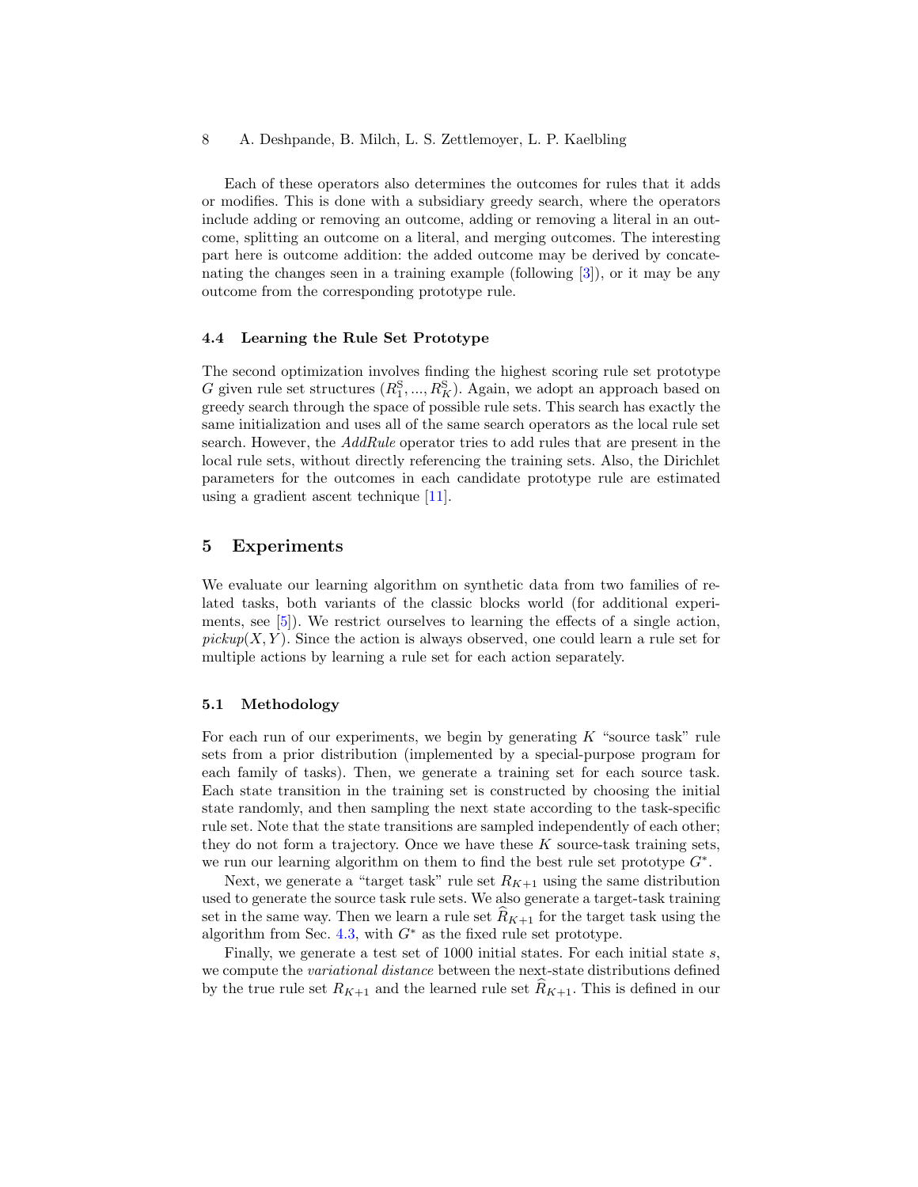Each of these operators also determines the outcomes for rules that it adds or modifies. This is done with a subsidiary greedy search, where the operators include adding or removing an outcome, adding or removing a literal in an outcome, splitting an outcome on a literal, and merging outcomes. The interesting part here is outcome addition: the added outcome may be derived by concatenating the changes seen in a training example (following [3]), or it may be any outcome from the corresponding prototype rule.

### 4.4 Learning the Rule Set Prototype

The second optimization involves finding the highest scoring rule set prototype $G$ given rule set structures $(R_1^{\mathrm{S}}, ..., R_K^{\mathrm{S}})$. Again, we adopt an approach based on greedy search through the space of possible rule sets. This search has exactly the same initialization and uses all of the same search operators as the local rule set search. However, the *AddRule* operator tries to add rules that are present in the local rule sets, without directly referencing the training sets. Also, the Dirichlet parameters for the outcomes in each candidate prototype rule are estimated using a gradient ascent technique [11].

## 5 Experiments

We evaluate our learning algorithm on synthetic data from two families of related tasks, both variants of the classic blocks world (for additional experiments, see [5]). We restrict ourselves to learning the effects of a single action, $pickup(X, Y)$. Since the action is always observed, one could learn a rule set for multiple actions by learning a rule set for each action separately.

### 5.1 Methodology

For each run of our experiments, we begin by generating $K$ "source task" rule sets from a prior distribution (implemented by a special-purpose program for each family of tasks). Then, we generate a training set for each source task. Each state transition in the training set is constructed by choosing the initial state randomly, and then sampling the next state according to the task-specific rule set. Note that the state transitions are sampled independently of each other; they do not form a trajectory. Once we have these $K$ source-task training sets, we run our learning algorithm on them to find the best rule set prototype $G^*$.

Next, we generate a "target task" rule set $R_{K+1}$ using the same distribution used to generate the source task rule sets. We also generate a target-task training set in the same way. Then we learn a rule set $\widehat{R}_{K+1}$ for the target task using the algorithm from Sec. 4.3, with $G^*$ as the fixed rule set prototype.

Finally, we generate a test set of 1000 initial states. For each initial state $s$, we compute the *variational distance* between the next-state distributions defined by the true rule set $R_{K+1}$ and the learned rule set $\widehat{R}_{K+1}$. This is defined in our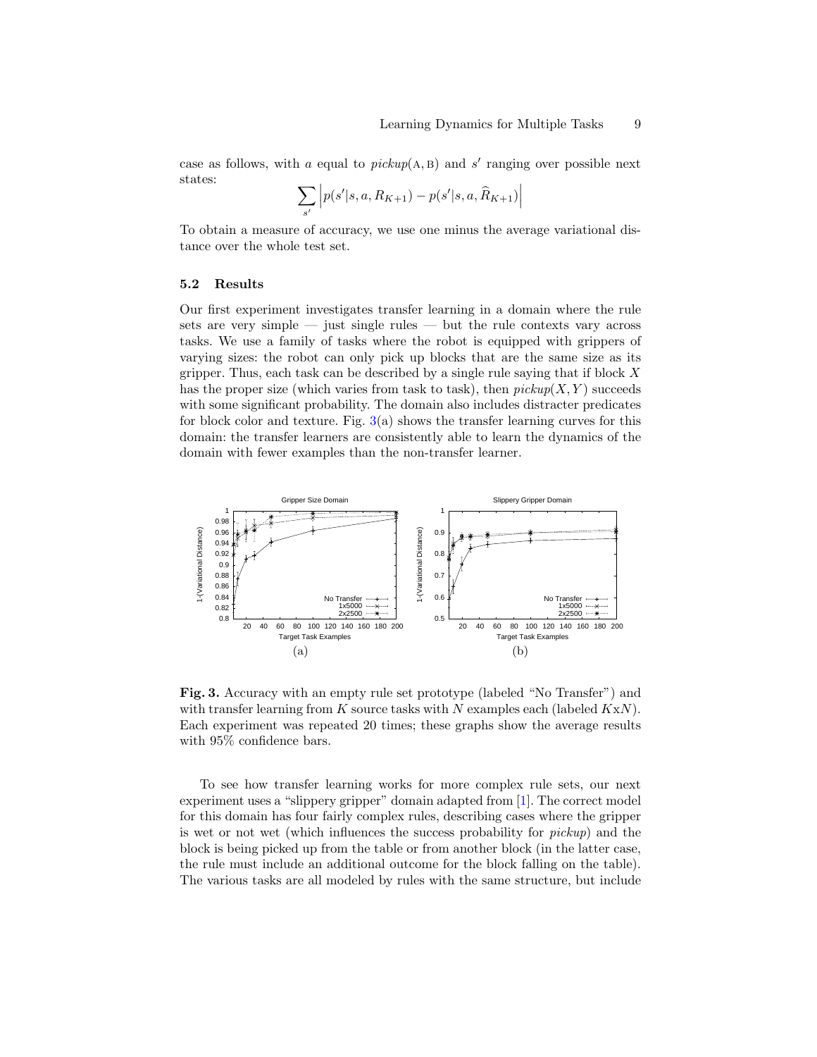case as follows, with $a$ equal to *pickup*(A, B) and $s'$ ranging over possible next states:

$$\sum_{s'} \left| p(s'|s, a, R_{K+1}) - p(s'|s, a, \widehat{R}_{K+1}) \right|$$

To obtain a measure of accuracy, we use one minus the average variational distance over the whole test set.

### 5.2 Results

Our first experiment investigates transfer learning in a domain where the rule sets are very simple — just single rules — but the rule contexts vary across tasks. We use a family of tasks where the robot is equipped with grippers of varying sizes: the robot can only pick up blocks that are the same size as its gripper. Thus, each task can be described by a single rule saying that if block $X$ has the proper size (which varies from task to task), then $pickup(X, Y)$ succeeds with some significant probability. The domain also includes distracter predicates for block color and texture. Fig. 3(a) shows the transfer learning curves for this domain: the transfer learners are consistently able to learn the dynamics of the domain with fewer examples than the non-transfer learner.

**Fig. 3.** Accuracy with an empty rule set prototype (labeled "No Transfer") and with transfer learning from $K$ source tasks with $N$ examples each (labeled $K$x$N$). Each experiment was repeated 20 times; these graphs show the average results with 95% confidence bars.

To see how transfer learning works for more complex rule sets, our next experiment uses a "slippery gripper" domain adapted from [1]. The correct model for this domain has four fairly complex rules, describing cases where the gripper is wet or not wet (which influences the success probability for *pickup*) and the block is being picked up from the table or from another block (in the latter case, the rule must include an additional outcome for the block falling on the table). The various tasks are all modeled by rules with the same structure, but include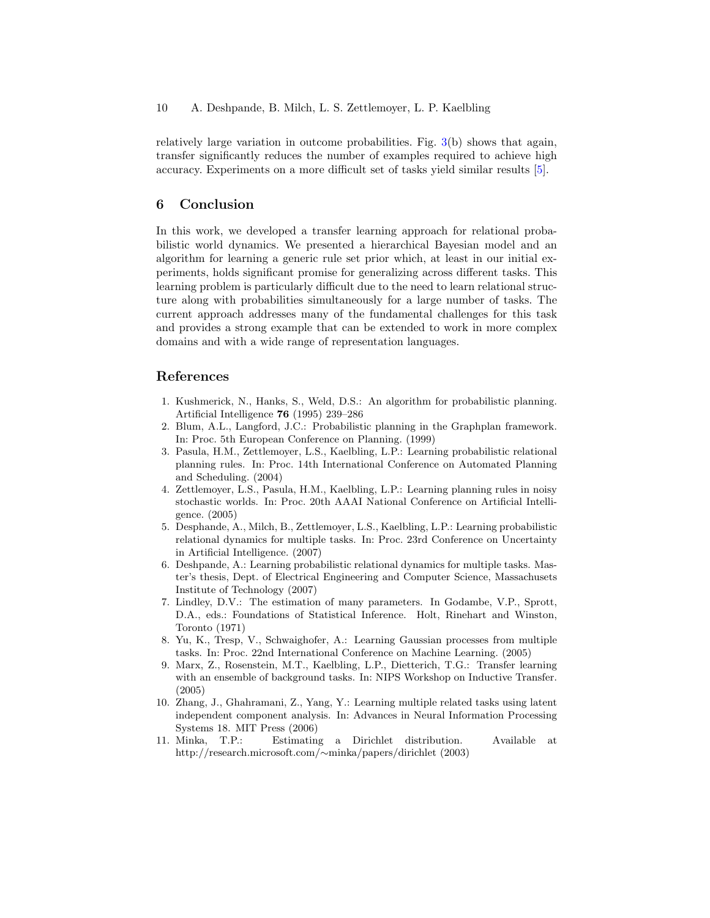relatively large variation in outcome probabilities. Fig. 3(b) shows that again, transfer significantly reduces the number of examples required to achieve high accuracy. Experiments on a more difficult set of tasks yield similar results [5].

## 6 Conclusion

In this work, we developed a transfer learning approach for relational probabilistic world dynamics. We presented a hierarchical Bayesian model and an algorithm for learning a generic rule set prior which, at least in our initial experiments, holds significant promise for generalizing across different tasks. This learning problem is particularly difficult due to the need to learn relational structure along with probabilities simultaneously for a large number of tasks. The current approach addresses many of the fundamental challenges for this task and provides a strong example that can be extended to work in more complex domains and with a wide range of representation languages.

## References

1. Kushmerick, N., Hanks, S., Weld, D.S.: An algorithm for probabilistic planning. Artificial Intelligence **76** (1995) 239–286
2. Blum, A.L., Langford, J.C.: Probabilistic planning in the Graphplan framework. In: Proc. 5th European Conference on Planning. (1999)
3. Pasula, H.M., Zettlemoyer, L.S., Kaelbling, L.P.: Learning probabilistic relational planning rules. In: Proc. 14th International Conference on Automated Planning and Scheduling. (2004)
4. Zettlemoyer, L.S., Pasula, H.M., Kaelbling, L.P.: Learning planning rules in noisy stochastic worlds. In: Proc. 20th AAAI National Conference on Artificial Intelligence. (2005)
5. Desphande, A., Milch, B., Zettlemoyer, L.S., Kaelbling, L.P.: Learning probabilistic relational dynamics for multiple tasks. In: Proc. 23rd Conference on Uncertainty in Artificial Intelligence. (2007)
6. Deshpande, A.: Learning probabilistic relational dynamics for multiple tasks. Master's thesis, Dept. of Electrical Engineering and Computer Science, Massachusets Institute of Technology (2007)
7. Lindley, D.V.: The estimation of many parameters. In Godambe, V.P., Sprott, D.A., eds.: Foundations of Statistical Inference. Holt, Rinehart and Winston, Toronto (1971)
8. Yu, K., Tresp, V., Schwaighofer, A.: Learning Gaussian processes from multiple tasks. In: Proc. 22nd International Conference on Machine Learning. (2005)
9. Marx, Z., Rosenstein, M.T., Kaelbling, L.P., Dietterich, T.G.: Transfer learning with an ensemble of background tasks. In: NIPS Workshop on Inductive Transfer. (2005)
10. Zhang, J., Ghahramani, Z., Yang, Y.: Learning multiple related tasks using latent independent component analysis. In: Advances in Neural Information Processing Systems 18. MIT Press (2006)
11. Minka, T.P.: Estimating a Dirichlet distribution. Available at http://research.microsoft.com/∼minka/papers/dirichlet (2003)